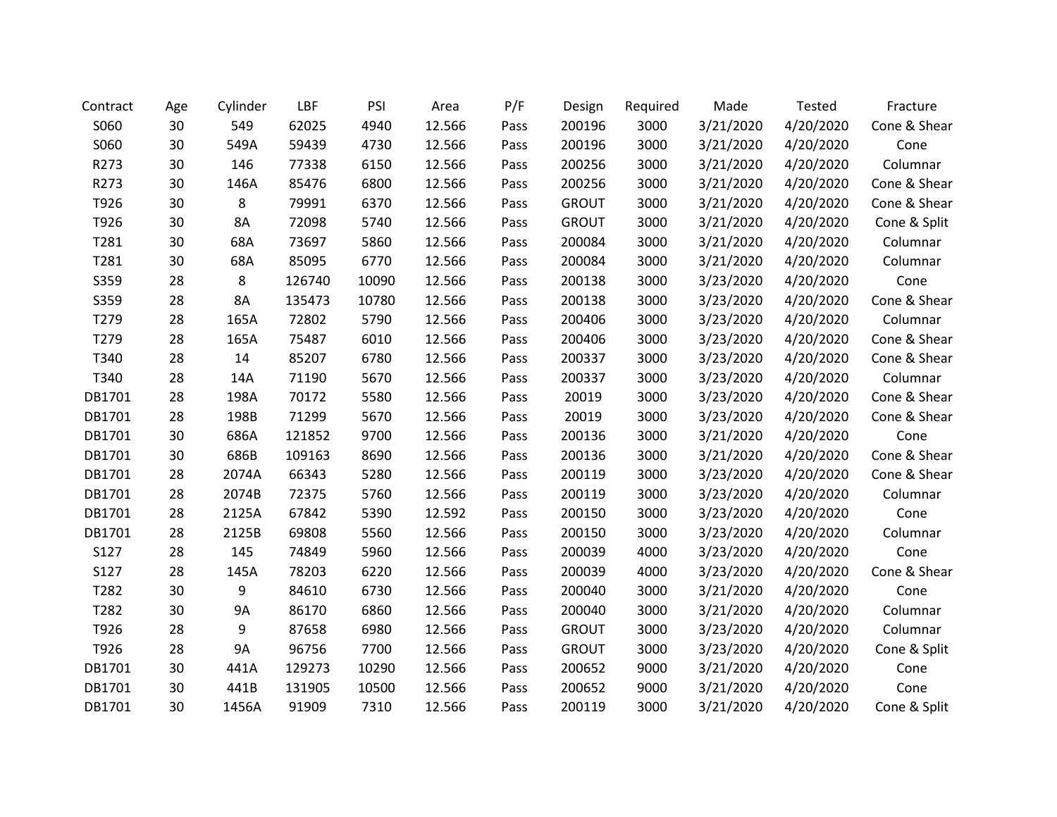| Contract | Age | Cylinder | LBF | PSI | Area | P/F | Design | Required | Made | Tested | Fracture |
|---|---|---|---|---|---|---|---|---|---|---|---|
| S060 | 30 | 549 | 62025 | 4940 | 12.566 | Pass | 200196 | 3000 | 3/21/2020 | 4/20/2020 | Cone & Shear |
| S060 | 30 | 549A | 59439 | 4730 | 12.566 | Pass | 200196 | 3000 | 3/21/2020 | 4/20/2020 | Cone |
| R273 | 30 | 146 | 77338 | 6150 | 12.566 | Pass | 200256 | 3000 | 3/21/2020 | 4/20/2020 | Columnar |
| R273 | 30 | 146A | 85476 | 6800 | 12.566 | Pass | 200256 | 3000 | 3/21/2020 | 4/20/2020 | Cone & Shear |
| T926 | 30 | 8 | 79991 | 6370 | 12.566 | Pass | GROUT | 3000 | 3/21/2020 | 4/20/2020 | Cone & Shear |
| T926 | 30 | 8A | 72098 | 5740 | 12.566 | Pass | GROUT | 3000 | 3/21/2020 | 4/20/2020 | Cone & Split |
| T281 | 30 | 68A | 73697 | 5860 | 12.566 | Pass | 200084 | 3000 | 3/21/2020 | 4/20/2020 | Columnar |
| T281 | 30 | 68A | 85095 | 6770 | 12.566 | Pass | 200084 | 3000 | 3/21/2020 | 4/20/2020 | Columnar |
| S359 | 28 | 8 | 126740 | 10090 | 12.566 | Pass | 200138 | 3000 | 3/23/2020 | 4/20/2020 | Cone |
| S359 | 28 | 8A | 135473 | 10780 | 12.566 | Pass | 200138 | 3000 | 3/23/2020 | 4/20/2020 | Cone & Shear |
| T279 | 28 | 165A | 72802 | 5790 | 12.566 | Pass | 200406 | 3000 | 3/23/2020 | 4/20/2020 | Columnar |
| T279 | 28 | 165A | 75487 | 6010 | 12.566 | Pass | 200406 | 3000 | 3/23/2020 | 4/20/2020 | Cone & Shear |
| T340 | 28 | 14 | 85207 | 6780 | 12.566 | Pass | 200337 | 3000 | 3/23/2020 | 4/20/2020 | Cone & Shear |
| T340 | 28 | 14A | 71190 | 5670 | 12.566 | Pass | 200337 | 3000 | 3/23/2020 | 4/20/2020 | Columnar |
| DB1701 | 28 | 198A | 70172 | 5580 | 12.566 | Pass | 20019 | 3000 | 3/23/2020 | 4/20/2020 | Cone & Shear |
| DB1701 | 28 | 198B | 71299 | 5670 | 12.566 | Pass | 20019 | 3000 | 3/23/2020 | 4/20/2020 | Cone & Shear |
| DB1701 | 30 | 686A | 121852 | 9700 | 12.566 | Pass | 200136 | 3000 | 3/21/2020 | 4/20/2020 | Cone |
| DB1701 | 30 | 686B | 109163 | 8690 | 12.566 | Pass | 200136 | 3000 | 3/21/2020 | 4/20/2020 | Cone & Shear |
| DB1701 | 28 | 2074A | 66343 | 5280 | 12.566 | Pass | 200119 | 3000 | 3/23/2020 | 4/20/2020 | Cone & Shear |
| DB1701 | 28 | 2074B | 72375 | 5760 | 12.566 | Pass | 200119 | 3000 | 3/23/2020 | 4/20/2020 | Columnar |
| DB1701 | 28 | 2125A | 67842 | 5390 | 12.592 | Pass | 200150 | 3000 | 3/23/2020 | 4/20/2020 | Cone |
| DB1701 | 28 | 2125B | 69808 | 5560 | 12.566 | Pass | 200150 | 3000 | 3/23/2020 | 4/20/2020 | Columnar |
| S127 | 28 | 145 | 74849 | 5960 | 12.566 | Pass | 200039 | 4000 | 3/23/2020 | 4/20/2020 | Cone |
| S127 | 28 | 145A | 78203 | 6220 | 12.566 | Pass | 200039 | 4000 | 3/23/2020 | 4/20/2020 | Cone & Shear |
| T282 | 30 | 9 | 84610 | 6730 | 12.566 | Pass | 200040 | 3000 | 3/21/2020 | 4/20/2020 | Cone |
| T282 | 30 | 9A | 86170 | 6860 | 12.566 | Pass | 200040 | 3000 | 3/21/2020 | 4/20/2020 | Columnar |
| T926 | 28 | 9 | 87658 | 6980 | 12.566 | Pass | GROUT | 3000 | 3/23/2020 | 4/20/2020 | Columnar |
| T926 | 28 | 9A | 96756 | 7700 | 12.566 | Pass | GROUT | 3000 | 3/23/2020 | 4/20/2020 | Cone & Split |
| DB1701 | 30 | 441A | 129273 | 10290 | 12.566 | Pass | 200652 | 9000 | 3/21/2020 | 4/20/2020 | Cone |
| DB1701 | 30 | 441B | 131905 | 10500 | 12.566 | Pass | 200652 | 9000 | 3/21/2020 | 4/20/2020 | Cone |
| DB1701 | 30 | 1456A | 91909 | 7310 | 12.566 | Pass | 200119 | 3000 | 3/21/2020 | 4/20/2020 | Cone & Split |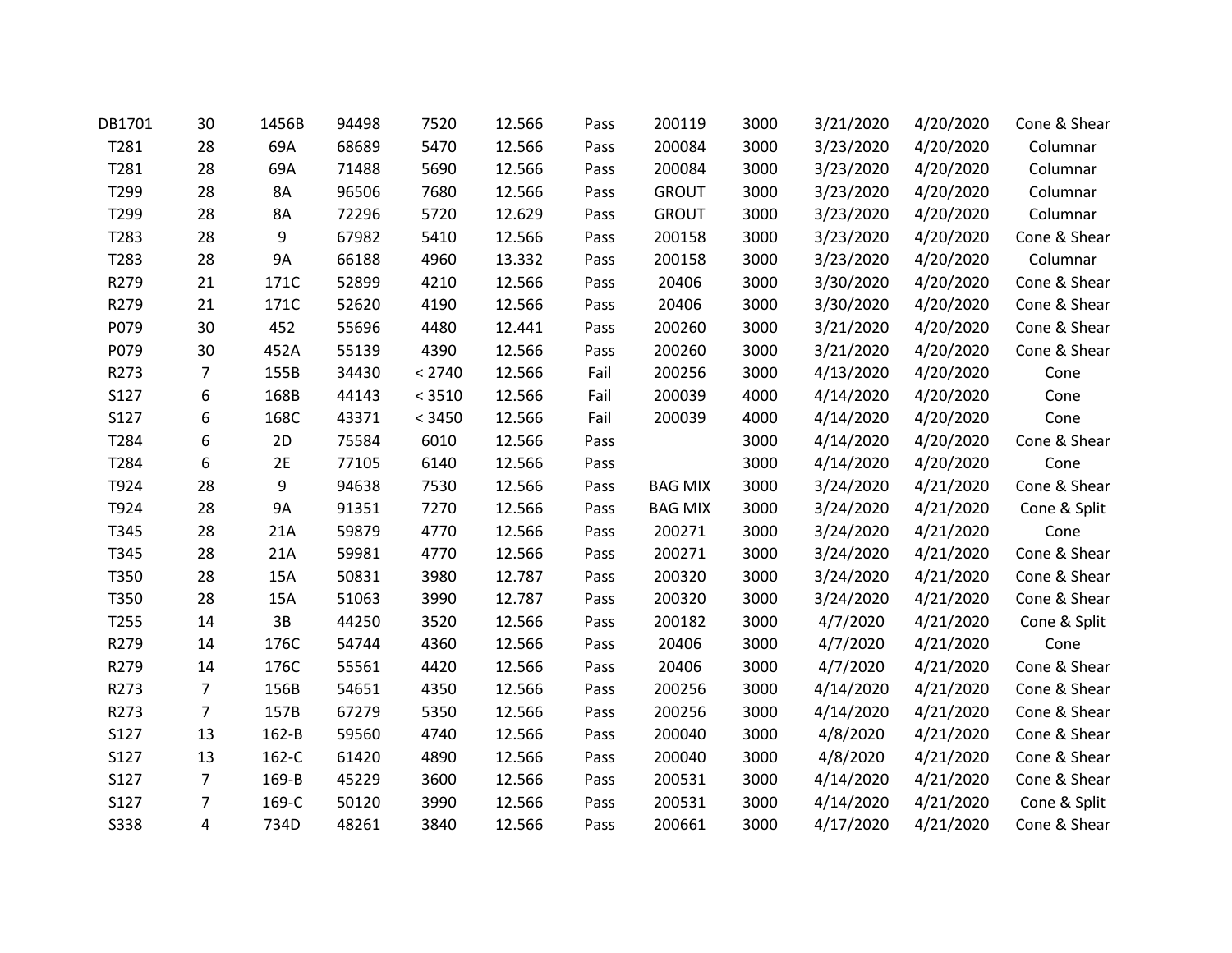| | | | | | | | | | | | |
|---|---|---|---|---|---|---|---|---|---|---|---|
| DB1701 | 30 | 1456B | 94498 | 7520 | 12.566 | Pass | 200119 | 3000 | 3/21/2020 | 4/20/2020 | Cone & Shear |
| T281 | 28 | 69A | 68689 | 5470 | 12.566 | Pass | 200084 | 3000 | 3/23/2020 | 4/20/2020 | Columnar |
| T281 | 28 | 69A | 71488 | 5690 | 12.566 | Pass | 200084 | 3000 | 3/23/2020 | 4/20/2020 | Columnar |
| T299 | 28 | 8A | 96506 | 7680 | 12.566 | Pass | GROUT | 3000 | 3/23/2020 | 4/20/2020 | Columnar |
| T299 | 28 | 8A | 72296 | 5720 | 12.629 | Pass | GROUT | 3000 | 3/23/2020 | 4/20/2020 | Columnar |
| T283 | 28 | 9 | 67982 | 5410 | 12.566 | Pass | 200158 | 3000 | 3/23/2020 | 4/20/2020 | Cone & Shear |
| T283 | 28 | 9A | 66188 | 4960 | 13.332 | Pass | 200158 | 3000 | 3/23/2020 | 4/20/2020 | Columnar |
| R279 | 21 | 171C | 52899 | 4210 | 12.566 | Pass | 20406 | 3000 | 3/30/2020 | 4/20/2020 | Cone & Shear |
| R279 | 21 | 171C | 52620 | 4190 | 12.566 | Pass | 20406 | 3000 | 3/30/2020 | 4/20/2020 | Cone & Shear |
| P079 | 30 | 452 | 55696 | 4480 | 12.441 | Pass | 200260 | 3000 | 3/21/2020 | 4/20/2020 | Cone & Shear |
| P079 | 30 | 452A | 55139 | 4390 | 12.566 | Pass | 200260 | 3000 | 3/21/2020 | 4/20/2020 | Cone & Shear |
| R273 | 7 | 155B | 34430 | < 2740 | 12.566 | Fail | 200256 | 3000 | 4/13/2020 | 4/20/2020 | Cone |
| S127 | 6 | 168B | 44143 | < 3510 | 12.566 | Fail | 200039 | 4000 | 4/14/2020 | 4/20/2020 | Cone |
| S127 | 6 | 168C | 43371 | < 3450 | 12.566 | Fail | 200039 | 4000 | 4/14/2020 | 4/20/2020 | Cone |
| T284 | 6 | 2D | 75584 | 6010 | 12.566 | Pass | | 3000 | 4/14/2020 | 4/20/2020 | Cone & Shear |
| T284 | 6 | 2E | 77105 | 6140 | 12.566 | Pass | | 3000 | 4/14/2020 | 4/20/2020 | Cone |
| T924 | 28 | 9 | 94638 | 7530 | 12.566 | Pass | BAG MIX | 3000 | 3/24/2020 | 4/21/2020 | Cone & Shear |
| T924 | 28 | 9A | 91351 | 7270 | 12.566 | Pass | BAG MIX | 3000 | 3/24/2020 | 4/21/2020 | Cone & Split |
| T345 | 28 | 21A | 59879 | 4770 | 12.566 | Pass | 200271 | 3000 | 3/24/2020 | 4/21/2020 | Cone |
| T345 | 28 | 21A | 59981 | 4770 | 12.566 | Pass | 200271 | 3000 | 3/24/2020 | 4/21/2020 | Cone & Shear |
| T350 | 28 | 15A | 50831 | 3980 | 12.787 | Pass | 200320 | 3000 | 3/24/2020 | 4/21/2020 | Cone & Shear |
| T350 | 28 | 15A | 51063 | 3990 | 12.787 | Pass | 200320 | 3000 | 3/24/2020 | 4/21/2020 | Cone & Shear |
| T255 | 14 | 3B | 44250 | 3520 | 12.566 | Pass | 200182 | 3000 | 4/7/2020 | 4/21/2020 | Cone & Split |
| R279 | 14 | 176C | 54744 | 4360 | 12.566 | Pass | 20406 | 3000 | 4/7/2020 | 4/21/2020 | Cone |
| R279 | 14 | 176C | 55561 | 4420 | 12.566 | Pass | 20406 | 3000 | 4/7/2020 | 4/21/2020 | Cone & Shear |
| R273 | 7 | 156B | 54651 | 4350 | 12.566 | Pass | 200256 | 3000 | 4/14/2020 | 4/21/2020 | Cone & Shear |
| R273 | 7 | 157B | 67279 | 5350 | 12.566 | Pass | 200256 | 3000 | 4/14/2020 | 4/21/2020 | Cone & Shear |
| S127 | 13 | 162-B | 59560 | 4740 | 12.566 | Pass | 200040 | 3000 | 4/8/2020 | 4/21/2020 | Cone & Shear |
| S127 | 13 | 162-C | 61420 | 4890 | 12.566 | Pass | 200040 | 3000 | 4/8/2020 | 4/21/2020 | Cone & Shear |
| S127 | 7 | 169-B | 45229 | 3600 | 12.566 | Pass | 200531 | 3000 | 4/14/2020 | 4/21/2020 | Cone & Shear |
| S127 | 7 | 169-C | 50120 | 3990 | 12.566 | Pass | 200531 | 3000 | 4/14/2020 | 4/21/2020 | Cone & Split |
| S338 | 4 | 734D | 48261 | 3840 | 12.566 | Pass | 200661 | 3000 | 4/17/2020 | 4/21/2020 | Cone & Shear |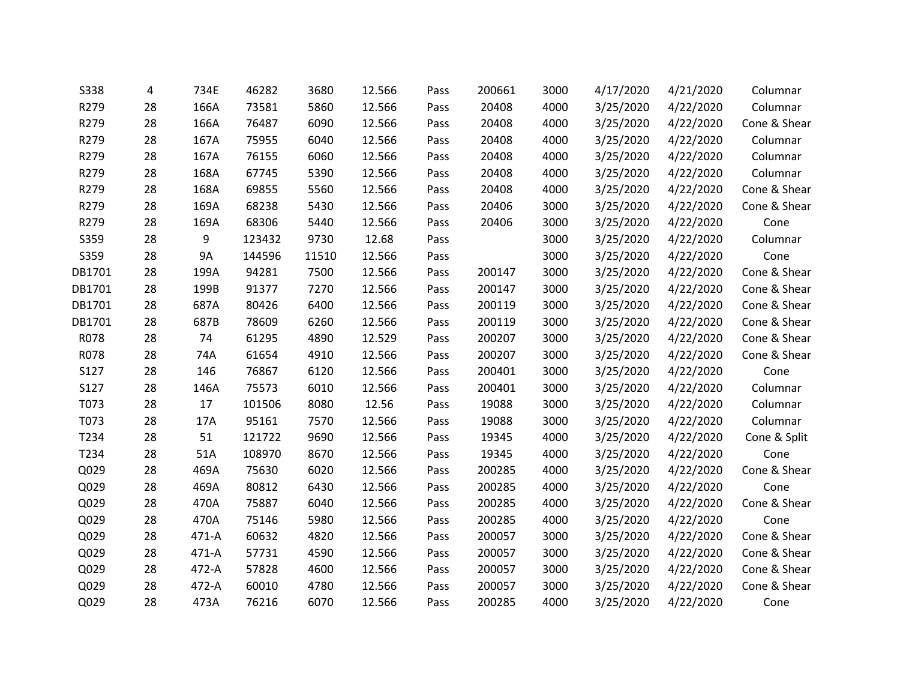| | | | | | | | | | | | |
|---|---|---|---|---|---|---|---|---|---|---|---|
| S338 | 4 | 734E | 46282 | 3680 | 12.566 | Pass | 200661 | 3000 | 4/17/2020 | 4/21/2020 | Columnar |
| R279 | 28 | 166A | 73581 | 5860 | 12.566 | Pass | 20408 | 4000 | 3/25/2020 | 4/22/2020 | Columnar |
| R279 | 28 | 166A | 76487 | 6090 | 12.566 | Pass | 20408 | 4000 | 3/25/2020 | 4/22/2020 | Cone & Shear |
| R279 | 28 | 167A | 75955 | 6040 | 12.566 | Pass | 20408 | 4000 | 3/25/2020 | 4/22/2020 | Columnar |
| R279 | 28 | 167A | 76155 | 6060 | 12.566 | Pass | 20408 | 4000 | 3/25/2020 | 4/22/2020 | Columnar |
| R279 | 28 | 168A | 67745 | 5390 | 12.566 | Pass | 20408 | 4000 | 3/25/2020 | 4/22/2020 | Columnar |
| R279 | 28 | 168A | 69855 | 5560 | 12.566 | Pass | 20408 | 4000 | 3/25/2020 | 4/22/2020 | Cone & Shear |
| R279 | 28 | 169A | 68238 | 5430 | 12.566 | Pass | 20406 | 3000 | 3/25/2020 | 4/22/2020 | Cone & Shear |
| R279 | 28 | 169A | 68306 | 5440 | 12.566 | Pass | 20406 | 3000 | 3/25/2020 | 4/22/2020 | Cone |
| S359 | 28 | 9 | 123432 | 9730 | 12.68 | Pass | | 3000 | 3/25/2020 | 4/22/2020 | Columnar |
| S359 | 28 | 9A | 144596 | 11510 | 12.566 | Pass | | 3000 | 3/25/2020 | 4/22/2020 | Cone |
| DB1701 | 28 | 199A | 94281 | 7500 | 12.566 | Pass | 200147 | 3000 | 3/25/2020 | 4/22/2020 | Cone & Shear |
| DB1701 | 28 | 199B | 91377 | 7270 | 12.566 | Pass | 200147 | 3000 | 3/25/2020 | 4/22/2020 | Cone & Shear |
| DB1701 | 28 | 687A | 80426 | 6400 | 12.566 | Pass | 200119 | 3000 | 3/25/2020 | 4/22/2020 | Cone & Shear |
| DB1701 | 28 | 687B | 78609 | 6260 | 12.566 | Pass | 200119 | 3000 | 3/25/2020 | 4/22/2020 | Cone & Shear |
| R078 | 28 | 74 | 61295 | 4890 | 12.529 | Pass | 200207 | 3000 | 3/25/2020 | 4/22/2020 | Cone & Shear |
| R078 | 28 | 74A | 61654 | 4910 | 12.566 | Pass | 200207 | 3000 | 3/25/2020 | 4/22/2020 | Cone & Shear |
| S127 | 28 | 146 | 76867 | 6120 | 12.566 | Pass | 200401 | 3000 | 3/25/2020 | 4/22/2020 | Cone |
| S127 | 28 | 146A | 75573 | 6010 | 12.566 | Pass | 200401 | 3000 | 3/25/2020 | 4/22/2020 | Columnar |
| T073 | 28 | 17 | 101506 | 8080 | 12.56 | Pass | 19088 | 3000 | 3/25/2020 | 4/22/2020 | Columnar |
| T073 | 28 | 17A | 95161 | 7570 | 12.566 | Pass | 19088 | 3000 | 3/25/2020 | 4/22/2020 | Columnar |
| T234 | 28 | 51 | 121722 | 9690 | 12.566 | Pass | 19345 | 4000 | 3/25/2020 | 4/22/2020 | Cone & Split |
| T234 | 28 | 51A | 108970 | 8670 | 12.566 | Pass | 19345 | 4000 | 3/25/2020 | 4/22/2020 | Cone |
| Q029 | 28 | 469A | 75630 | 6020 | 12.566 | Pass | 200285 | 4000 | 3/25/2020 | 4/22/2020 | Cone & Shear |
| Q029 | 28 | 469A | 80812 | 6430 | 12.566 | Pass | 200285 | 4000 | 3/25/2020 | 4/22/2020 | Cone |
| Q029 | 28 | 470A | 75887 | 6040 | 12.566 | Pass | 200285 | 4000 | 3/25/2020 | 4/22/2020 | Cone & Shear |
| Q029 | 28 | 470A | 75146 | 5980 | 12.566 | Pass | 200285 | 4000 | 3/25/2020 | 4/22/2020 | Cone |
| Q029 | 28 | 471-A | 60632 | 4820 | 12.566 | Pass | 200057 | 3000 | 3/25/2020 | 4/22/2020 | Cone & Shear |
| Q029 | 28 | 471-A | 57731 | 4590 | 12.566 | Pass | 200057 | 3000 | 3/25/2020 | 4/22/2020 | Cone & Shear |
| Q029 | 28 | 472-A | 57828 | 4600 | 12.566 | Pass | 200057 | 3000 | 3/25/2020 | 4/22/2020 | Cone & Shear |
| Q029 | 28 | 472-A | 60010 | 4780 | 12.566 | Pass | 200057 | 3000 | 3/25/2020 | 4/22/2020 | Cone & Shear |
| Q029 | 28 | 473A | 76216 | 6070 | 12.566 | Pass | 200285 | 4000 | 3/25/2020 | 4/22/2020 | Cone |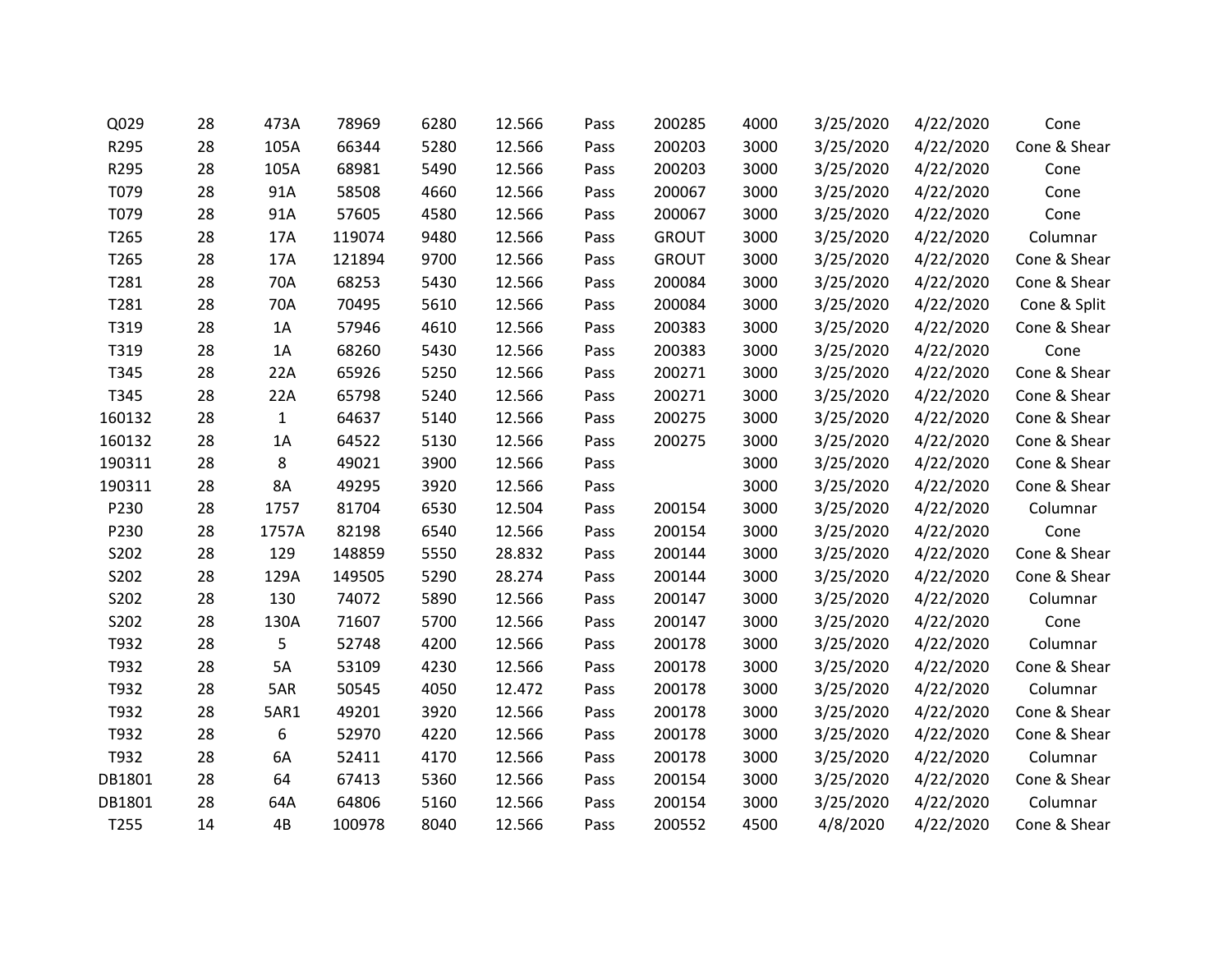| | | | | | | | | | | | |
|---|---|---|---|---|---|---|---|---|---|---|---|
| Q029 | 28 | 473A | 78969 | 6280 | 12.566 | Pass | 200285 | 4000 | 3/25/2020 | 4/22/2020 | Cone |
| R295 | 28 | 105A | 66344 | 5280 | 12.566 | Pass | 200203 | 3000 | 3/25/2020 | 4/22/2020 | Cone & Shear |
| R295 | 28 | 105A | 68981 | 5490 | 12.566 | Pass | 200203 | 3000 | 3/25/2020 | 4/22/2020 | Cone |
| T079 | 28 | 91A | 58508 | 4660 | 12.566 | Pass | 200067 | 3000 | 3/25/2020 | 4/22/2020 | Cone |
| T079 | 28 | 91A | 57605 | 4580 | 12.566 | Pass | 200067 | 3000 | 3/25/2020 | 4/22/2020 | Cone |
| T265 | 28 | 17A | 119074 | 9480 | 12.566 | Pass | GROUT | 3000 | 3/25/2020 | 4/22/2020 | Columnar |
| T265 | 28 | 17A | 121894 | 9700 | 12.566 | Pass | GROUT | 3000 | 3/25/2020 | 4/22/2020 | Cone & Shear |
| T281 | 28 | 70A | 68253 | 5430 | 12.566 | Pass | 200084 | 3000 | 3/25/2020 | 4/22/2020 | Cone & Shear |
| T281 | 28 | 70A | 70495 | 5610 | 12.566 | Pass | 200084 | 3000 | 3/25/2020 | 4/22/2020 | Cone & Split |
| T319 | 28 | 1A | 57946 | 4610 | 12.566 | Pass | 200383 | 3000 | 3/25/2020 | 4/22/2020 | Cone & Shear |
| T319 | 28 | 1A | 68260 | 5430 | 12.566 | Pass | 200383 | 3000 | 3/25/2020 | 4/22/2020 | Cone |
| T345 | 28 | 22A | 65926 | 5250 | 12.566 | Pass | 200271 | 3000 | 3/25/2020 | 4/22/2020 | Cone & Shear |
| T345 | 28 | 22A | 65798 | 5240 | 12.566 | Pass | 200271 | 3000 | 3/25/2020 | 4/22/2020 | Cone & Shear |
| 160132 | 28 | 1 | 64637 | 5140 | 12.566 | Pass | 200275 | 3000 | 3/25/2020 | 4/22/2020 | Cone & Shear |
| 160132 | 28 | 1A | 64522 | 5130 | 12.566 | Pass | 200275 | 3000 | 3/25/2020 | 4/22/2020 | Cone & Shear |
| 190311 | 28 | 8 | 49021 | 3900 | 12.566 | Pass | | 3000 | 3/25/2020 | 4/22/2020 | Cone & Shear |
| 190311 | 28 | 8A | 49295 | 3920 | 12.566 | Pass | | 3000 | 3/25/2020 | 4/22/2020 | Cone & Shear |
| P230 | 28 | 1757 | 81704 | 6530 | 12.504 | Pass | 200154 | 3000 | 3/25/2020 | 4/22/2020 | Columnar |
| P230 | 28 | 1757A | 82198 | 6540 | 12.566 | Pass | 200154 | 3000 | 3/25/2020 | 4/22/2020 | Cone |
| S202 | 28 | 129 | 148859 | 5550 | 28.832 | Pass | 200144 | 3000 | 3/25/2020 | 4/22/2020 | Cone & Shear |
| S202 | 28 | 129A | 149505 | 5290 | 28.274 | Pass | 200144 | 3000 | 3/25/2020 | 4/22/2020 | Cone & Shear |
| S202 | 28 | 130 | 74072 | 5890 | 12.566 | Pass | 200147 | 3000 | 3/25/2020 | 4/22/2020 | Columnar |
| S202 | 28 | 130A | 71607 | 5700 | 12.566 | Pass | 200147 | 3000 | 3/25/2020 | 4/22/2020 | Cone |
| T932 | 28 | 5 | 52748 | 4200 | 12.566 | Pass | 200178 | 3000 | 3/25/2020 | 4/22/2020 | Columnar |
| T932 | 28 | 5A | 53109 | 4230 | 12.566 | Pass | 200178 | 3000 | 3/25/2020 | 4/22/2020 | Cone & Shear |
| T932 | 28 | 5AR | 50545 | 4050 | 12.472 | Pass | 200178 | 3000 | 3/25/2020 | 4/22/2020 | Columnar |
| T932 | 28 | 5AR1 | 49201 | 3920 | 12.566 | Pass | 200178 | 3000 | 3/25/2020 | 4/22/2020 | Cone & Shear |
| T932 | 28 | 6 | 52970 | 4220 | 12.566 | Pass | 200178 | 3000 | 3/25/2020 | 4/22/2020 | Cone & Shear |
| T932 | 28 | 6A | 52411 | 4170 | 12.566 | Pass | 200178 | 3000 | 3/25/2020 | 4/22/2020 | Columnar |
| DB1801 | 28 | 64 | 67413 | 5360 | 12.566 | Pass | 200154 | 3000 | 3/25/2020 | 4/22/2020 | Cone & Shear |
| DB1801 | 28 | 64A | 64806 | 5160 | 12.566 | Pass | 200154 | 3000 | 3/25/2020 | 4/22/2020 | Columnar |
| T255 | 14 | 4B | 100978 | 8040 | 12.566 | Pass | 200552 | 4500 | 4/8/2020 | 4/22/2020 | Cone & Shear |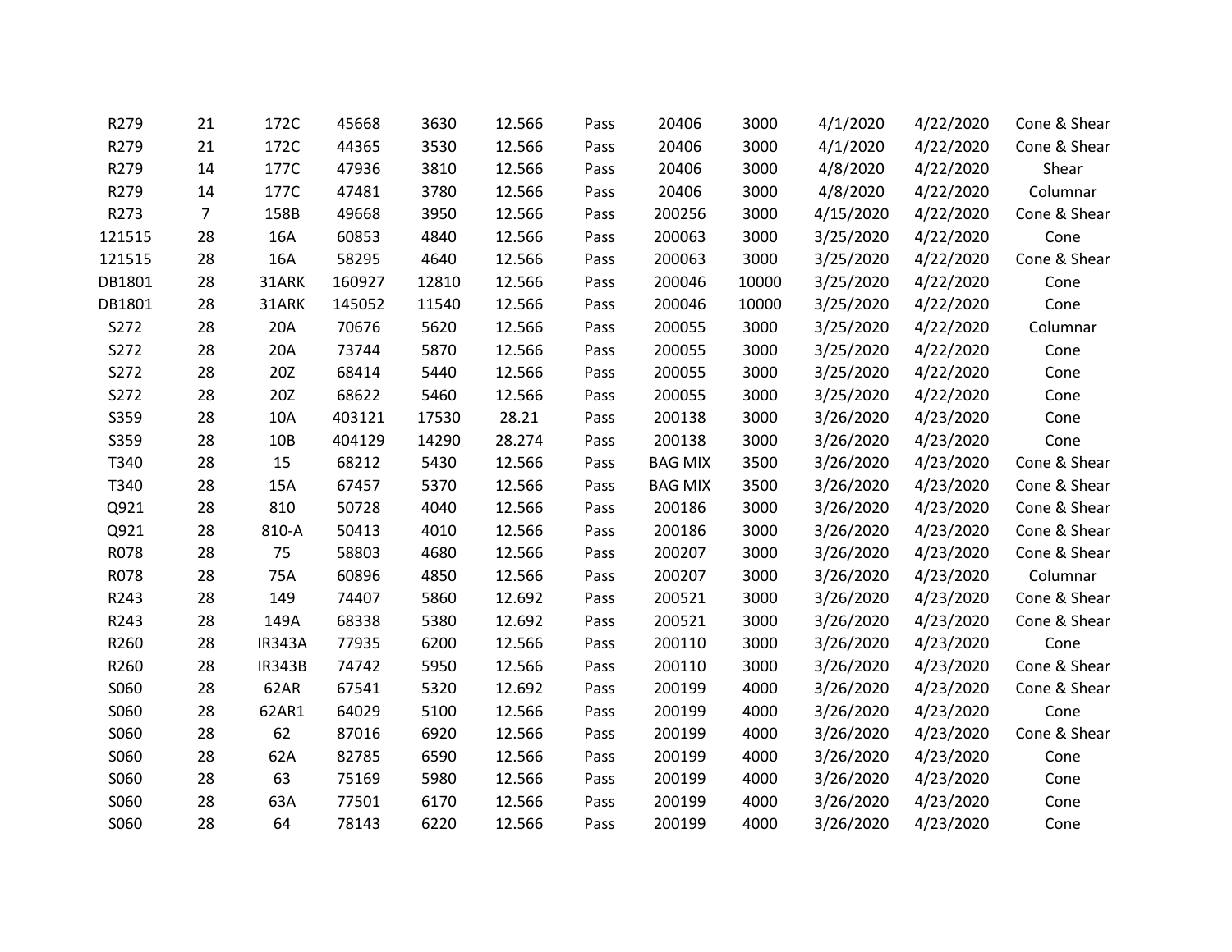| | | | | | | | | | | | |
|---|---|---|---|---|---|---|---|---|---|---|---|
| R279 | 21 | 172C | 45668 | 3630 | 12.566 | Pass | 20406 | 3000 | 4/1/2020 | 4/22/2020 | Cone & Shear |
| R279 | 21 | 172C | 44365 | 3530 | 12.566 | Pass | 20406 | 3000 | 4/1/2020 | 4/22/2020 | Cone & Shear |
| R279 | 14 | 177C | 47936 | 3810 | 12.566 | Pass | 20406 | 3000 | 4/8/2020 | 4/22/2020 | Shear |
| R279 | 14 | 177C | 47481 | 3780 | 12.566 | Pass | 20406 | 3000 | 4/8/2020 | 4/22/2020 | Columnar |
| R273 | 7 | 158B | 49668 | 3950 | 12.566 | Pass | 200256 | 3000 | 4/15/2020 | 4/22/2020 | Cone & Shear |
| 121515 | 28 | 16A | 60853 | 4840 | 12.566 | Pass | 200063 | 3000 | 3/25/2020 | 4/22/2020 | Cone |
| 121515 | 28 | 16A | 58295 | 4640 | 12.566 | Pass | 200063 | 3000 | 3/25/2020 | 4/22/2020 | Cone & Shear |
| DB1801 | 28 | 31ARK | 160927 | 12810 | 12.566 | Pass | 200046 | 10000 | 3/25/2020 | 4/22/2020 | Cone |
| DB1801 | 28 | 31ARK | 145052 | 11540 | 12.566 | Pass | 200046 | 10000 | 3/25/2020 | 4/22/2020 | Cone |
| S272 | 28 | 20A | 70676 | 5620 | 12.566 | Pass | 200055 | 3000 | 3/25/2020 | 4/22/2020 | Columnar |
| S272 | 28 | 20A | 73744 | 5870 | 12.566 | Pass | 200055 | 3000 | 3/25/2020 | 4/22/2020 | Cone |
| S272 | 28 | 20Z | 68414 | 5440 | 12.566 | Pass | 200055 | 3000 | 3/25/2020 | 4/22/2020 | Cone |
| S272 | 28 | 20Z | 68622 | 5460 | 12.566 | Pass | 200055 | 3000 | 3/25/2020 | 4/22/2020 | Cone |
| S359 | 28 | 10A | 403121 | 17530 | 28.21 | Pass | 200138 | 3000 | 3/26/2020 | 4/23/2020 | Cone |
| S359 | 28 | 10B | 404129 | 14290 | 28.274 | Pass | 200138 | 3000 | 3/26/2020 | 4/23/2020 | Cone |
| T340 | 28 | 15 | 68212 | 5430 | 12.566 | Pass | BAG MIX | 3500 | 3/26/2020 | 4/23/2020 | Cone & Shear |
| T340 | 28 | 15A | 67457 | 5370 | 12.566 | Pass | BAG MIX | 3500 | 3/26/2020 | 4/23/2020 | Cone & Shear |
| Q921 | 28 | 810 | 50728 | 4040 | 12.566 | Pass | 200186 | 3000 | 3/26/2020 | 4/23/2020 | Cone & Shear |
| Q921 | 28 | 810-A | 50413 | 4010 | 12.566 | Pass | 200186 | 3000 | 3/26/2020 | 4/23/2020 | Cone & Shear |
| R078 | 28 | 75 | 58803 | 4680 | 12.566 | Pass | 200207 | 3000 | 3/26/2020 | 4/23/2020 | Cone & Shear |
| R078 | 28 | 75A | 60896 | 4850 | 12.566 | Pass | 200207 | 3000 | 3/26/2020 | 4/23/2020 | Columnar |
| R243 | 28 | 149 | 74407 | 5860 | 12.692 | Pass | 200521 | 3000 | 3/26/2020 | 4/23/2020 | Cone & Shear |
| R243 | 28 | 149A | 68338 | 5380 | 12.692 | Pass | 200521 | 3000 | 3/26/2020 | 4/23/2020 | Cone & Shear |
| R260 | 28 | IR343A | 77935 | 6200 | 12.566 | Pass | 200110 | 3000 | 3/26/2020 | 4/23/2020 | Cone |
| R260 | 28 | IR343B | 74742 | 5950 | 12.566 | Pass | 200110 | 3000 | 3/26/2020 | 4/23/2020 | Cone & Shear |
| S060 | 28 | 62AR | 67541 | 5320 | 12.692 | Pass | 200199 | 4000 | 3/26/2020 | 4/23/2020 | Cone & Shear |
| S060 | 28 | 62AR1 | 64029 | 5100 | 12.566 | Pass | 200199 | 4000 | 3/26/2020 | 4/23/2020 | Cone |
| S060 | 28 | 62 | 87016 | 6920 | 12.566 | Pass | 200199 | 4000 | 3/26/2020 | 4/23/2020 | Cone & Shear |
| S060 | 28 | 62A | 82785 | 6590 | 12.566 | Pass | 200199 | 4000 | 3/26/2020 | 4/23/2020 | Cone |
| S060 | 28 | 63 | 75169 | 5980 | 12.566 | Pass | 200199 | 4000 | 3/26/2020 | 4/23/2020 | Cone |
| S060 | 28 | 63A | 77501 | 6170 | 12.566 | Pass | 200199 | 4000 | 3/26/2020 | 4/23/2020 | Cone |
| S060 | 28 | 64 | 78143 | 6220 | 12.566 | Pass | 200199 | 4000 | 3/26/2020 | 4/23/2020 | Cone |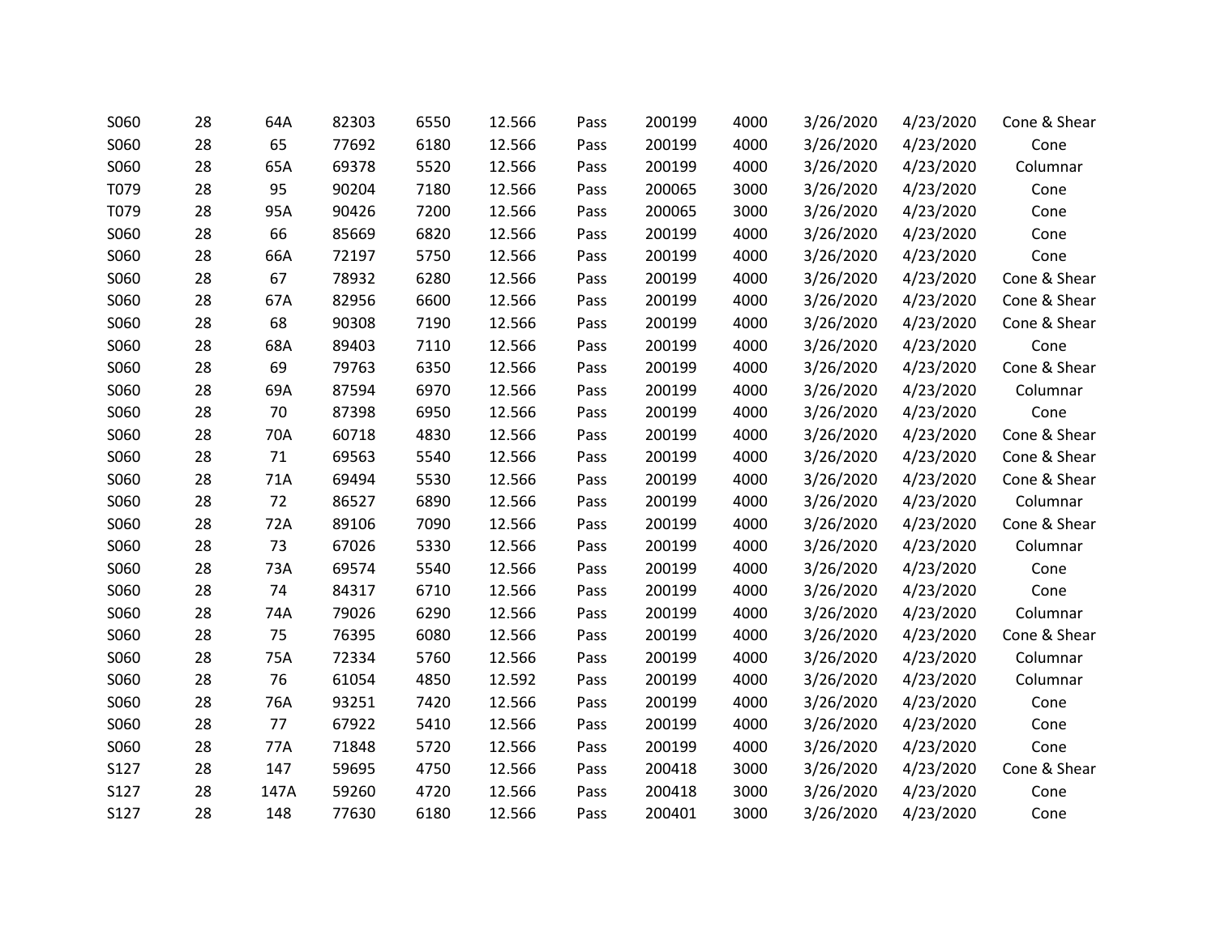| | | | | | | | | | | | | |
|---|---|---|---|---|---|---|---|---|---|---|---|---|
| S060 | 28 | 64A | 82303 | 6550 | 12.566 | Pass | 200199 | 4000 | 3/26/2020 | 4/23/2020 | Cone & Shear |
| S060 | 28 | 65 | 77692 | 6180 | 12.566 | Pass | 200199 | 4000 | 3/26/2020 | 4/23/2020 | Cone |
| S060 | 28 | 65A | 69378 | 5520 | 12.566 | Pass | 200199 | 4000 | 3/26/2020 | 4/23/2020 | Columnar |
| T079 | 28 | 95 | 90204 | 7180 | 12.566 | Pass | 200065 | 3000 | 3/26/2020 | 4/23/2020 | Cone |
| T079 | 28 | 95A | 90426 | 7200 | 12.566 | Pass | 200065 | 3000 | 3/26/2020 | 4/23/2020 | Cone |
| S060 | 28 | 66 | 85669 | 6820 | 12.566 | Pass | 200199 | 4000 | 3/26/2020 | 4/23/2020 | Cone |
| S060 | 28 | 66A | 72197 | 5750 | 12.566 | Pass | 200199 | 4000 | 3/26/2020 | 4/23/2020 | Cone |
| S060 | 28 | 67 | 78932 | 6280 | 12.566 | Pass | 200199 | 4000 | 3/26/2020 | 4/23/2020 | Cone & Shear |
| S060 | 28 | 67A | 82956 | 6600 | 12.566 | Pass | 200199 | 4000 | 3/26/2020 | 4/23/2020 | Cone & Shear |
| S060 | 28 | 68 | 90308 | 7190 | 12.566 | Pass | 200199 | 4000 | 3/26/2020 | 4/23/2020 | Cone & Shear |
| S060 | 28 | 68A | 89403 | 7110 | 12.566 | Pass | 200199 | 4000 | 3/26/2020 | 4/23/2020 | Cone |
| S060 | 28 | 69 | 79763 | 6350 | 12.566 | Pass | 200199 | 4000 | 3/26/2020 | 4/23/2020 | Cone & Shear |
| S060 | 28 | 69A | 87594 | 6970 | 12.566 | Pass | 200199 | 4000 | 3/26/2020 | 4/23/2020 | Columnar |
| S060 | 28 | 70 | 87398 | 6950 | 12.566 | Pass | 200199 | 4000 | 3/26/2020 | 4/23/2020 | Cone |
| S060 | 28 | 70A | 60718 | 4830 | 12.566 | Pass | 200199 | 4000 | 3/26/2020 | 4/23/2020 | Cone & Shear |
| S060 | 28 | 71 | 69563 | 5540 | 12.566 | Pass | 200199 | 4000 | 3/26/2020 | 4/23/2020 | Cone & Shear |
| S060 | 28 | 71A | 69494 | 5530 | 12.566 | Pass | 200199 | 4000 | 3/26/2020 | 4/23/2020 | Cone & Shear |
| S060 | 28 | 72 | 86527 | 6890 | 12.566 | Pass | 200199 | 4000 | 3/26/2020 | 4/23/2020 | Columnar |
| S060 | 28 | 72A | 89106 | 7090 | 12.566 | Pass | 200199 | 4000 | 3/26/2020 | 4/23/2020 | Cone & Shear |
| S060 | 28 | 73 | 67026 | 5330 | 12.566 | Pass | 200199 | 4000 | 3/26/2020 | 4/23/2020 | Columnar |
| S060 | 28 | 73A | 69574 | 5540 | 12.566 | Pass | 200199 | 4000 | 3/26/2020 | 4/23/2020 | Cone |
| S060 | 28 | 74 | 84317 | 6710 | 12.566 | Pass | 200199 | 4000 | 3/26/2020 | 4/23/2020 | Cone |
| S060 | 28 | 74A | 79026 | 6290 | 12.566 | Pass | 200199 | 4000 | 3/26/2020 | 4/23/2020 | Columnar |
| S060 | 28 | 75 | 76395 | 6080 | 12.566 | Pass | 200199 | 4000 | 3/26/2020 | 4/23/2020 | Cone & Shear |
| S060 | 28 | 75A | 72334 | 5760 | 12.566 | Pass | 200199 | 4000 | 3/26/2020 | 4/23/2020 | Columnar |
| S060 | 28 | 76 | 61054 | 4850 | 12.592 | Pass | 200199 | 4000 | 3/26/2020 | 4/23/2020 | Columnar |
| S060 | 28 | 76A | 93251 | 7420 | 12.566 | Pass | 200199 | 4000 | 3/26/2020 | 4/23/2020 | Cone |
| S060 | 28 | 77 | 67922 | 5410 | 12.566 | Pass | 200199 | 4000 | 3/26/2020 | 4/23/2020 | Cone |
| S060 | 28 | 77A | 71848 | 5720 | 12.566 | Pass | 200199 | 4000 | 3/26/2020 | 4/23/2020 | Cone |
| S127 | 28 | 147 | 59695 | 4750 | 12.566 | Pass | 200418 | 3000 | 3/26/2020 | 4/23/2020 | Cone & Shear |
| S127 | 28 | 147A | 59260 | 4720 | 12.566 | Pass | 200418 | 3000 | 3/26/2020 | 4/23/2020 | Cone |
| S127 | 28 | 148 | 77630 | 6180 | 12.566 | Pass | 200401 | 3000 | 3/26/2020 | 4/23/2020 | Cone |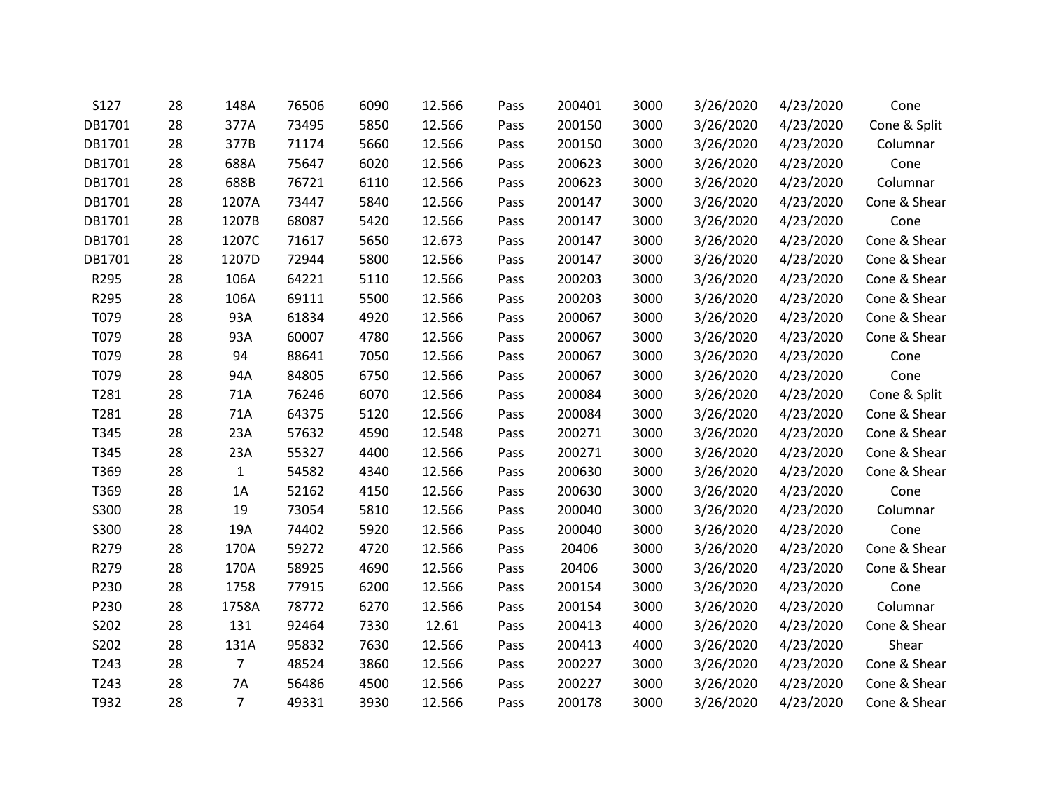| | | | | | | | | | | | |
|---|---|---|---|---|---|---|---|---|---|---|---|
| S127 | 28 | 148A | 76506 | 6090 | 12.566 | Pass | 200401 | 3000 | 3/26/2020 | 4/23/2020 | Cone |
| DB1701 | 28 | 377A | 73495 | 5850 | 12.566 | Pass | 200150 | 3000 | 3/26/2020 | 4/23/2020 | Cone & Split |
| DB1701 | 28 | 377B | 71174 | 5660 | 12.566 | Pass | 200150 | 3000 | 3/26/2020 | 4/23/2020 | Columnar |
| DB1701 | 28 | 688A | 75647 | 6020 | 12.566 | Pass | 200623 | 3000 | 3/26/2020 | 4/23/2020 | Cone |
| DB1701 | 28 | 688B | 76721 | 6110 | 12.566 | Pass | 200623 | 3000 | 3/26/2020 | 4/23/2020 | Columnar |
| DB1701 | 28 | 1207A | 73447 | 5840 | 12.566 | Pass | 200147 | 3000 | 3/26/2020 | 4/23/2020 | Cone & Shear |
| DB1701 | 28 | 1207B | 68087 | 5420 | 12.566 | Pass | 200147 | 3000 | 3/26/2020 | 4/23/2020 | Cone |
| DB1701 | 28 | 1207C | 71617 | 5650 | 12.673 | Pass | 200147 | 3000 | 3/26/2020 | 4/23/2020 | Cone & Shear |
| DB1701 | 28 | 1207D | 72944 | 5800 | 12.566 | Pass | 200147 | 3000 | 3/26/2020 | 4/23/2020 | Cone & Shear |
| R295 | 28 | 106A | 64221 | 5110 | 12.566 | Pass | 200203 | 3000 | 3/26/2020 | 4/23/2020 | Cone & Shear |
| R295 | 28 | 106A | 69111 | 5500 | 12.566 | Pass | 200203 | 3000 | 3/26/2020 | 4/23/2020 | Cone & Shear |
| T079 | 28 | 93A | 61834 | 4920 | 12.566 | Pass | 200067 | 3000 | 3/26/2020 | 4/23/2020 | Cone & Shear |
| T079 | 28 | 93A | 60007 | 4780 | 12.566 | Pass | 200067 | 3000 | 3/26/2020 | 4/23/2020 | Cone & Shear |
| T079 | 28 | 94 | 88641 | 7050 | 12.566 | Pass | 200067 | 3000 | 3/26/2020 | 4/23/2020 | Cone |
| T079 | 28 | 94A | 84805 | 6750 | 12.566 | Pass | 200067 | 3000 | 3/26/2020 | 4/23/2020 | Cone |
| T281 | 28 | 71A | 76246 | 6070 | 12.566 | Pass | 200084 | 3000 | 3/26/2020 | 4/23/2020 | Cone & Split |
| T281 | 28 | 71A | 64375 | 5120 | 12.566 | Pass | 200084 | 3000 | 3/26/2020 | 4/23/2020 | Cone & Shear |
| T345 | 28 | 23A | 57632 | 4590 | 12.548 | Pass | 200271 | 3000 | 3/26/2020 | 4/23/2020 | Cone & Shear |
| T345 | 28 | 23A | 55327 | 4400 | 12.566 | Pass | 200271 | 3000 | 3/26/2020 | 4/23/2020 | Cone & Shear |
| T369 | 28 | 1 | 54582 | 4340 | 12.566 | Pass | 200630 | 3000 | 3/26/2020 | 4/23/2020 | Cone & Shear |
| T369 | 28 | 1A | 52162 | 4150 | 12.566 | Pass | 200630 | 3000 | 3/26/2020 | 4/23/2020 | Cone |
| S300 | 28 | 19 | 73054 | 5810 | 12.566 | Pass | 200040 | 3000 | 3/26/2020 | 4/23/2020 | Columnar |
| S300 | 28 | 19A | 74402 | 5920 | 12.566 | Pass | 200040 | 3000 | 3/26/2020 | 4/23/2020 | Cone |
| R279 | 28 | 170A | 59272 | 4720 | 12.566 | Pass | 20406 | 3000 | 3/26/2020 | 4/23/2020 | Cone & Shear |
| R279 | 28 | 170A | 58925 | 4690 | 12.566 | Pass | 20406 | 3000 | 3/26/2020 | 4/23/2020 | Cone & Shear |
| P230 | 28 | 1758 | 77915 | 6200 | 12.566 | Pass | 200154 | 3000 | 3/26/2020 | 4/23/2020 | Cone |
| P230 | 28 | 1758A | 78772 | 6270 | 12.566 | Pass | 200154 | 3000 | 3/26/2020 | 4/23/2020 | Columnar |
| S202 | 28 | 131 | 92464 | 7330 | 12.61 | Pass | 200413 | 4000 | 3/26/2020 | 4/23/2020 | Cone & Shear |
| S202 | 28 | 131A | 95832 | 7630 | 12.566 | Pass | 200413 | 4000 | 3/26/2020 | 4/23/2020 | Shear |
| T243 | 28 | 7 | 48524 | 3860 | 12.566 | Pass | 200227 | 3000 | 3/26/2020 | 4/23/2020 | Cone & Shear |
| T243 | 28 | 7A | 56486 | 4500 | 12.566 | Pass | 200227 | 3000 | 3/26/2020 | 4/23/2020 | Cone & Shear |
| T932 | 28 | 7 | 49331 | 3930 | 12.566 | Pass | 200178 | 3000 | 3/26/2020 | 4/23/2020 | Cone & Shear |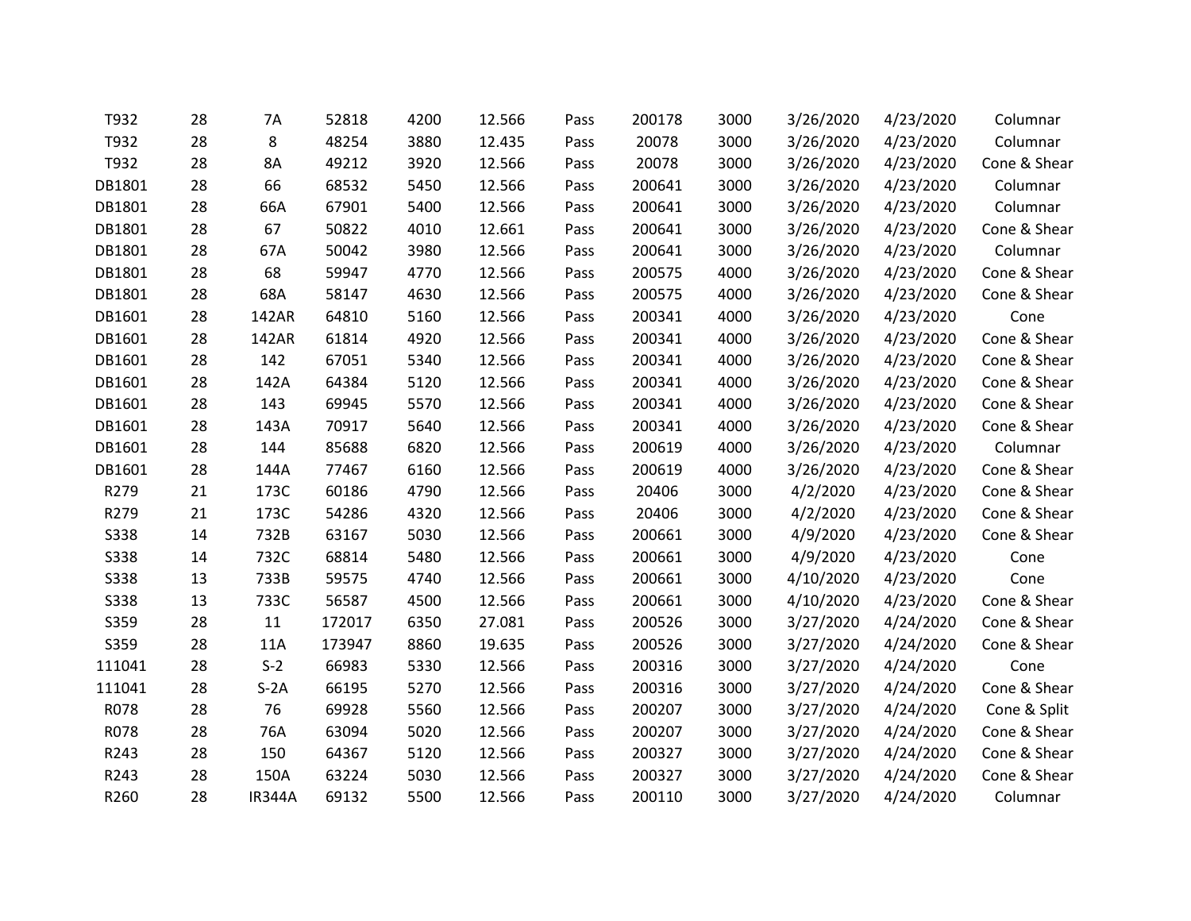| | | | | | | | | | | | |
|---|---|---|---|---|---|---|---|---|---|---|---|
| T932 | 28 | 7A | 52818 | 4200 | 12.566 | Pass | 200178 | 3000 | 3/26/2020 | 4/23/2020 | Columnar |
| T932 | 28 | 8 | 48254 | 3880 | 12.435 | Pass | 20078 | 3000 | 3/26/2020 | 4/23/2020 | Columnar |
| T932 | 28 | 8A | 49212 | 3920 | 12.566 | Pass | 20078 | 3000 | 3/26/2020 | 4/23/2020 | Cone & Shear |
| DB1801 | 28 | 66 | 68532 | 5450 | 12.566 | Pass | 200641 | 3000 | 3/26/2020 | 4/23/2020 | Columnar |
| DB1801 | 28 | 66A | 67901 | 5400 | 12.566 | Pass | 200641 | 3000 | 3/26/2020 | 4/23/2020 | Columnar |
| DB1801 | 28 | 67 | 50822 | 4010 | 12.661 | Pass | 200641 | 3000 | 3/26/2020 | 4/23/2020 | Cone & Shear |
| DB1801 | 28 | 67A | 50042 | 3980 | 12.566 | Pass | 200641 | 3000 | 3/26/2020 | 4/23/2020 | Columnar |
| DB1801 | 28 | 68 | 59947 | 4770 | 12.566 | Pass | 200575 | 4000 | 3/26/2020 | 4/23/2020 | Cone & Shear |
| DB1801 | 28 | 68A | 58147 | 4630 | 12.566 | Pass | 200575 | 4000 | 3/26/2020 | 4/23/2020 | Cone & Shear |
| DB1601 | 28 | 142AR | 64810 | 5160 | 12.566 | Pass | 200341 | 4000 | 3/26/2020 | 4/23/2020 | Cone |
| DB1601 | 28 | 142AR | 61814 | 4920 | 12.566 | Pass | 200341 | 4000 | 3/26/2020 | 4/23/2020 | Cone & Shear |
| DB1601 | 28 | 142 | 67051 | 5340 | 12.566 | Pass | 200341 | 4000 | 3/26/2020 | 4/23/2020 | Cone & Shear |
| DB1601 | 28 | 142A | 64384 | 5120 | 12.566 | Pass | 200341 | 4000 | 3/26/2020 | 4/23/2020 | Cone & Shear |
| DB1601 | 28 | 143 | 69945 | 5570 | 12.566 | Pass | 200341 | 4000 | 3/26/2020 | 4/23/2020 | Cone & Shear |
| DB1601 | 28 | 143A | 70917 | 5640 | 12.566 | Pass | 200341 | 4000 | 3/26/2020 | 4/23/2020 | Cone & Shear |
| DB1601 | 28 | 144 | 85688 | 6820 | 12.566 | Pass | 200619 | 4000 | 3/26/2020 | 4/23/2020 | Columnar |
| DB1601 | 28 | 144A | 77467 | 6160 | 12.566 | Pass | 200619 | 4000 | 3/26/2020 | 4/23/2020 | Cone & Shear |
| R279 | 21 | 173C | 60186 | 4790 | 12.566 | Pass | 20406 | 3000 | 4/2/2020 | 4/23/2020 | Cone & Shear |
| R279 | 21 | 173C | 54286 | 4320 | 12.566 | Pass | 20406 | 3000 | 4/2/2020 | 4/23/2020 | Cone & Shear |
| S338 | 14 | 732B | 63167 | 5030 | 12.566 | Pass | 200661 | 3000 | 4/9/2020 | 4/23/2020 | Cone & Shear |
| S338 | 14 | 732C | 68814 | 5480 | 12.566 | Pass | 200661 | 3000 | 4/9/2020 | 4/23/2020 | Cone |
| S338 | 13 | 733B | 59575 | 4740 | 12.566 | Pass | 200661 | 3000 | 4/10/2020 | 4/23/2020 | Cone |
| S338 | 13 | 733C | 56587 | 4500 | 12.566 | Pass | 200661 | 3000 | 4/10/2020 | 4/23/2020 | Cone & Shear |
| S359 | 28 | 11 | 172017 | 6350 | 27.081 | Pass | 200526 | 3000 | 3/27/2020 | 4/24/2020 | Cone & Shear |
| S359 | 28 | 11A | 173947 | 8860 | 19.635 | Pass | 200526 | 3000 | 3/27/2020 | 4/24/2020 | Cone & Shear |
| 111041 | 28 | S-2 | 66983 | 5330 | 12.566 | Pass | 200316 | 3000 | 3/27/2020 | 4/24/2020 | Cone |
| 111041 | 28 | S-2A | 66195 | 5270 | 12.566 | Pass | 200316 | 3000 | 3/27/2020 | 4/24/2020 | Cone & Shear |
| R078 | 28 | 76 | 69928 | 5560 | 12.566 | Pass | 200207 | 3000 | 3/27/2020 | 4/24/2020 | Cone & Split |
| R078 | 28 | 76A | 63094 | 5020 | 12.566 | Pass | 200207 | 3000 | 3/27/2020 | 4/24/2020 | Cone & Shear |
| R243 | 28 | 150 | 64367 | 5120 | 12.566 | Pass | 200327 | 3000 | 3/27/2020 | 4/24/2020 | Cone & Shear |
| R243 | 28 | 150A | 63224 | 5030 | 12.566 | Pass | 200327 | 3000 | 3/27/2020 | 4/24/2020 | Cone & Shear |
| R260 | 28 | IR344A | 69132 | 5500 | 12.566 | Pass | 200110 | 3000 | 3/27/2020 | 4/24/2020 | Columnar |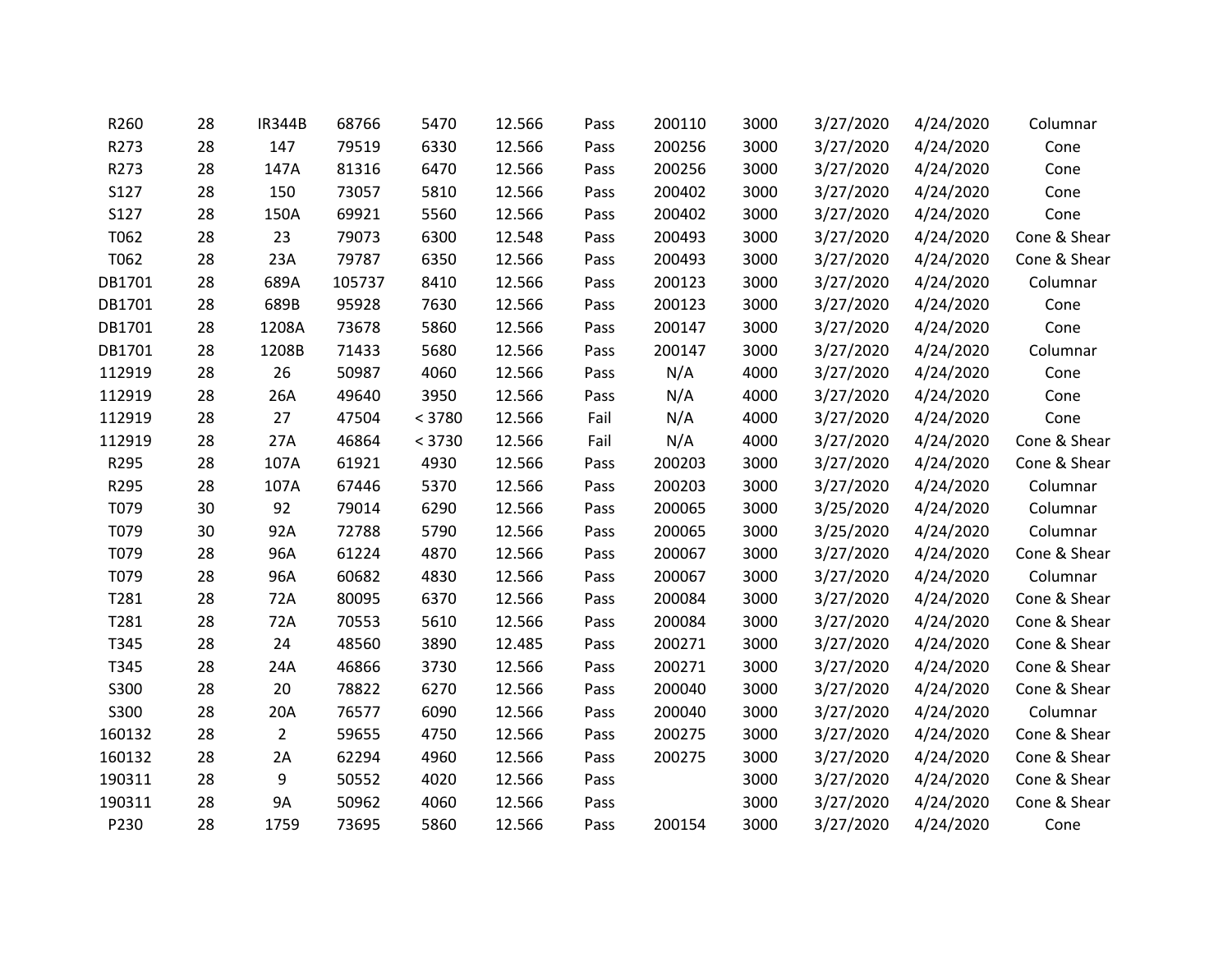| | | | | | | | | | | | |
|---|---|---|---|---|---|---|---|---|---|---|---|
| R260 | 28 | IR344B | 68766 | 5470 | 12.566 | Pass | 200110 | 3000 | 3/27/2020 | 4/24/2020 | Columnar |
| R273 | 28 | 147 | 79519 | 6330 | 12.566 | Pass | 200256 | 3000 | 3/27/2020 | 4/24/2020 | Cone |
| R273 | 28 | 147A | 81316 | 6470 | 12.566 | Pass | 200256 | 3000 | 3/27/2020 | 4/24/2020 | Cone |
| S127 | 28 | 150 | 73057 | 5810 | 12.566 | Pass | 200402 | 3000 | 3/27/2020 | 4/24/2020 | Cone |
| S127 | 28 | 150A | 69921 | 5560 | 12.566 | Pass | 200402 | 3000 | 3/27/2020 | 4/24/2020 | Cone |
| T062 | 28 | 23 | 79073 | 6300 | 12.548 | Pass | 200493 | 3000 | 3/27/2020 | 4/24/2020 | Cone & Shear |
| T062 | 28 | 23A | 79787 | 6350 | 12.566 | Pass | 200493 | 3000 | 3/27/2020 | 4/24/2020 | Cone & Shear |
| DB1701 | 28 | 689A | 105737 | 8410 | 12.566 | Pass | 200123 | 3000 | 3/27/2020 | 4/24/2020 | Columnar |
| DB1701 | 28 | 689B | 95928 | 7630 | 12.566 | Pass | 200123 | 3000 | 3/27/2020 | 4/24/2020 | Cone |
| DB1701 | 28 | 1208A | 73678 | 5860 | 12.566 | Pass | 200147 | 3000 | 3/27/2020 | 4/24/2020 | Cone |
| DB1701 | 28 | 1208B | 71433 | 5680 | 12.566 | Pass | 200147 | 3000 | 3/27/2020 | 4/24/2020 | Columnar |
| 112919 | 28 | 26 | 50987 | 4060 | 12.566 | Pass | N/A | 4000 | 3/27/2020 | 4/24/2020 | Cone |
| 112919 | 28 | 26A | 49640 | 3950 | 12.566 | Pass | N/A | 4000 | 3/27/2020 | 4/24/2020 | Cone |
| 112919 | 28 | 27 | 47504 | < 3780 | 12.566 | Fail | N/A | 4000 | 3/27/2020 | 4/24/2020 | Cone |
| 112919 | 28 | 27A | 46864 | < 3730 | 12.566 | Fail | N/A | 4000 | 3/27/2020 | 4/24/2020 | Cone & Shear |
| R295 | 28 | 107A | 61921 | 4930 | 12.566 | Pass | 200203 | 3000 | 3/27/2020 | 4/24/2020 | Cone & Shear |
| R295 | 28 | 107A | 67446 | 5370 | 12.566 | Pass | 200203 | 3000 | 3/27/2020 | 4/24/2020 | Columnar |
| T079 | 30 | 92 | 79014 | 6290 | 12.566 | Pass | 200065 | 3000 | 3/25/2020 | 4/24/2020 | Columnar |
| T079 | 30 | 92A | 72788 | 5790 | 12.566 | Pass | 200065 | 3000 | 3/25/2020 | 4/24/2020 | Columnar |
| T079 | 28 | 96A | 61224 | 4870 | 12.566 | Pass | 200067 | 3000 | 3/27/2020 | 4/24/2020 | Cone & Shear |
| T079 | 28 | 96A | 60682 | 4830 | 12.566 | Pass | 200067 | 3000 | 3/27/2020 | 4/24/2020 | Columnar |
| T281 | 28 | 72A | 80095 | 6370 | 12.566 | Pass | 200084 | 3000 | 3/27/2020 | 4/24/2020 | Cone & Shear |
| T281 | 28 | 72A | 70553 | 5610 | 12.566 | Pass | 200084 | 3000 | 3/27/2020 | 4/24/2020 | Cone & Shear |
| T345 | 28 | 24 | 48560 | 3890 | 12.485 | Pass | 200271 | 3000 | 3/27/2020 | 4/24/2020 | Cone & Shear |
| T345 | 28 | 24A | 46866 | 3730 | 12.566 | Pass | 200271 | 3000 | 3/27/2020 | 4/24/2020 | Cone & Shear |
| S300 | 28 | 20 | 78822 | 6270 | 12.566 | Pass | 200040 | 3000 | 3/27/2020 | 4/24/2020 | Cone & Shear |
| S300 | 28 | 20A | 76577 | 6090 | 12.566 | Pass | 200040 | 3000 | 3/27/2020 | 4/24/2020 | Columnar |
| 160132 | 28 | 2 | 59655 | 4750 | 12.566 | Pass | 200275 | 3000 | 3/27/2020 | 4/24/2020 | Cone & Shear |
| 160132 | 28 | 2A | 62294 | 4960 | 12.566 | Pass | 200275 | 3000 | 3/27/2020 | 4/24/2020 | Cone & Shear |
| 190311 | 28 | 9 | 50552 | 4020 | 12.566 | Pass | | 3000 | 3/27/2020 | 4/24/2020 | Cone & Shear |
| 190311 | 28 | 9A | 50962 | 4060 | 12.566 | Pass | | 3000 | 3/27/2020 | 4/24/2020 | Cone & Shear |
| P230 | 28 | 1759 | 73695 | 5860 | 12.566 | Pass | 200154 | 3000 | 3/27/2020 | 4/24/2020 | Cone |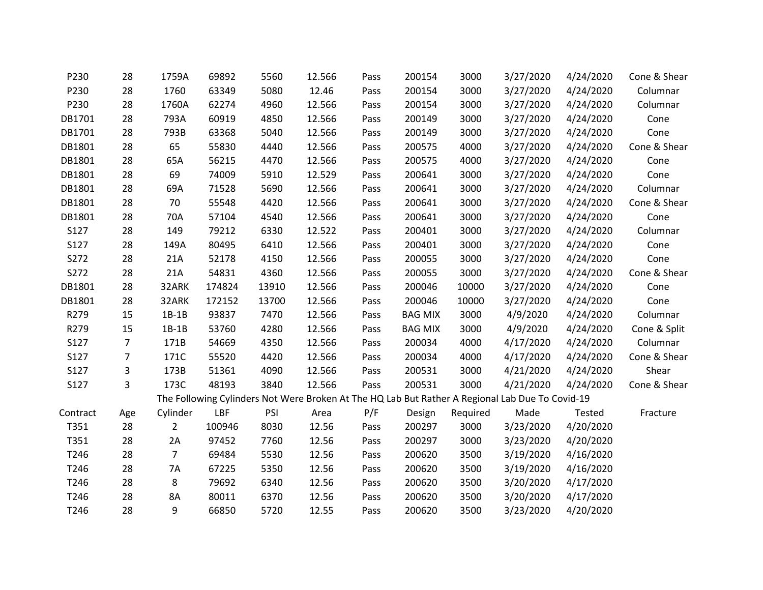| | | | | | | | | | | | |
|---|---|---|---|---|---|---|---|---|---|---|---|
| P230 | 28 | 1759A | 69892 | 5560 | 12.566 | Pass | 200154 | 3000 | 3/27/2020 | 4/24/2020 | Cone & Shear |
| P230 | 28 | 1760 | 63349 | 5080 | 12.46 | Pass | 200154 | 3000 | 3/27/2020 | 4/24/2020 | Columnar |
| P230 | 28 | 1760A | 62274 | 4960 | 12.566 | Pass | 200154 | 3000 | 3/27/2020 | 4/24/2020 | Columnar |
| DB1701 | 28 | 793A | 60919 | 4850 | 12.566 | Pass | 200149 | 3000 | 3/27/2020 | 4/24/2020 | Cone |
| DB1701 | 28 | 793B | 63368 | 5040 | 12.566 | Pass | 200149 | 3000 | 3/27/2020 | 4/24/2020 | Cone |
| DB1801 | 28 | 65 | 55830 | 4440 | 12.566 | Pass | 200575 | 4000 | 3/27/2020 | 4/24/2020 | Cone & Shear |
| DB1801 | 28 | 65A | 56215 | 4470 | 12.566 | Pass | 200575 | 4000 | 3/27/2020 | 4/24/2020 | Cone |
| DB1801 | 28 | 69 | 74009 | 5910 | 12.529 | Pass | 200641 | 3000 | 3/27/2020 | 4/24/2020 | Cone |
| DB1801 | 28 | 69A | 71528 | 5690 | 12.566 | Pass | 200641 | 3000 | 3/27/2020 | 4/24/2020 | Columnar |
| DB1801 | 28 | 70 | 55548 | 4420 | 12.566 | Pass | 200641 | 3000 | 3/27/2020 | 4/24/2020 | Cone & Shear |
| DB1801 | 28 | 70A | 57104 | 4540 | 12.566 | Pass | 200641 | 3000 | 3/27/2020 | 4/24/2020 | Cone |
| S127 | 28 | 149 | 79212 | 6330 | 12.522 | Pass | 200401 | 3000 | 3/27/2020 | 4/24/2020 | Columnar |
| S127 | 28 | 149A | 80495 | 6410 | 12.566 | Pass | 200401 | 3000 | 3/27/2020 | 4/24/2020 | Cone |
| S272 | 28 | 21A | 52178 | 4150 | 12.566 | Pass | 200055 | 3000 | 3/27/2020 | 4/24/2020 | Cone |
| S272 | 28 | 21A | 54831 | 4360 | 12.566 | Pass | 200055 | 3000 | 3/27/2020 | 4/24/2020 | Cone & Shear |
| DB1801 | 28 | 32ARK | 174824 | 13910 | 12.566 | Pass | 200046 | 10000 | 3/27/2020 | 4/24/2020 | Cone |
| DB1801 | 28 | 32ARK | 172152 | 13700 | 12.566 | Pass | 200046 | 10000 | 3/27/2020 | 4/24/2020 | Cone |
| R279 | 15 | 1B-1B | 93837 | 7470 | 12.566 | Pass | BAG MIX | 3000 | 4/9/2020 | 4/24/2020 | Columnar |
| R279 | 15 | 1B-1B | 53760 | 4280 | 12.566 | Pass | BAG MIX | 3000 | 4/9/2020 | 4/24/2020 | Cone & Split |
| S127 | 7 | 171B | 54669 | 4350 | 12.566 | Pass | 200034 | 4000 | 4/17/2020 | 4/24/2020 | Columnar |
| S127 | 7 | 171C | 55520 | 4420 | 12.566 | Pass | 200034 | 4000 | 4/17/2020 | 4/24/2020 | Cone & Shear |
| S127 | 3 | 173B | 51361 | 4090 | 12.566 | Pass | 200531 | 3000 | 4/21/2020 | 4/24/2020 | Shear |
| S127 | 3 | 173C | 48193 | 3840 | 12.566 | Pass | 200531 | 3000 | 4/21/2020 | 4/24/2020 | Cone & Shear |

The Following Cylinders Not Were Broken At The HQ Lab But Rather A Regional Lab Due To Covid-19

| Contract | Age | Cylinder | LBF | PSI | Area | P/F | Design | Required | Made | Tested | Fracture |
|---|---|---|---|---|---|---|---|---|---|---|---|
| T351 | 28 | 2 | 100946 | 8030 | 12.56 | Pass | 200297 | 3000 | 3/23/2020 | 4/20/2020 | |
| T351 | 28 | 2A | 97452 | 7760 | 12.56 | Pass | 200297 | 3000 | 3/23/2020 | 4/20/2020 | |
| T246 | 28 | 7 | 69484 | 5530 | 12.56 | Pass | 200620 | 3500 | 3/19/2020 | 4/16/2020 | |
| T246 | 28 | 7A | 67225 | 5350 | 12.56 | Pass | 200620 | 3500 | 3/19/2020 | 4/16/2020 | |
| T246 | 28 | 8 | 79692 | 6340 | 12.56 | Pass | 200620 | 3500 | 3/20/2020 | 4/17/2020 | |
| T246 | 28 | 8A | 80011 | 6370 | 12.56 | Pass | 200620 | 3500 | 3/20/2020 | 4/17/2020 | |
| T246 | 28 | 9 | 66850 | 5720 | 12.55 | Pass | 200620 | 3500 | 3/23/2020 | 4/20/2020 | |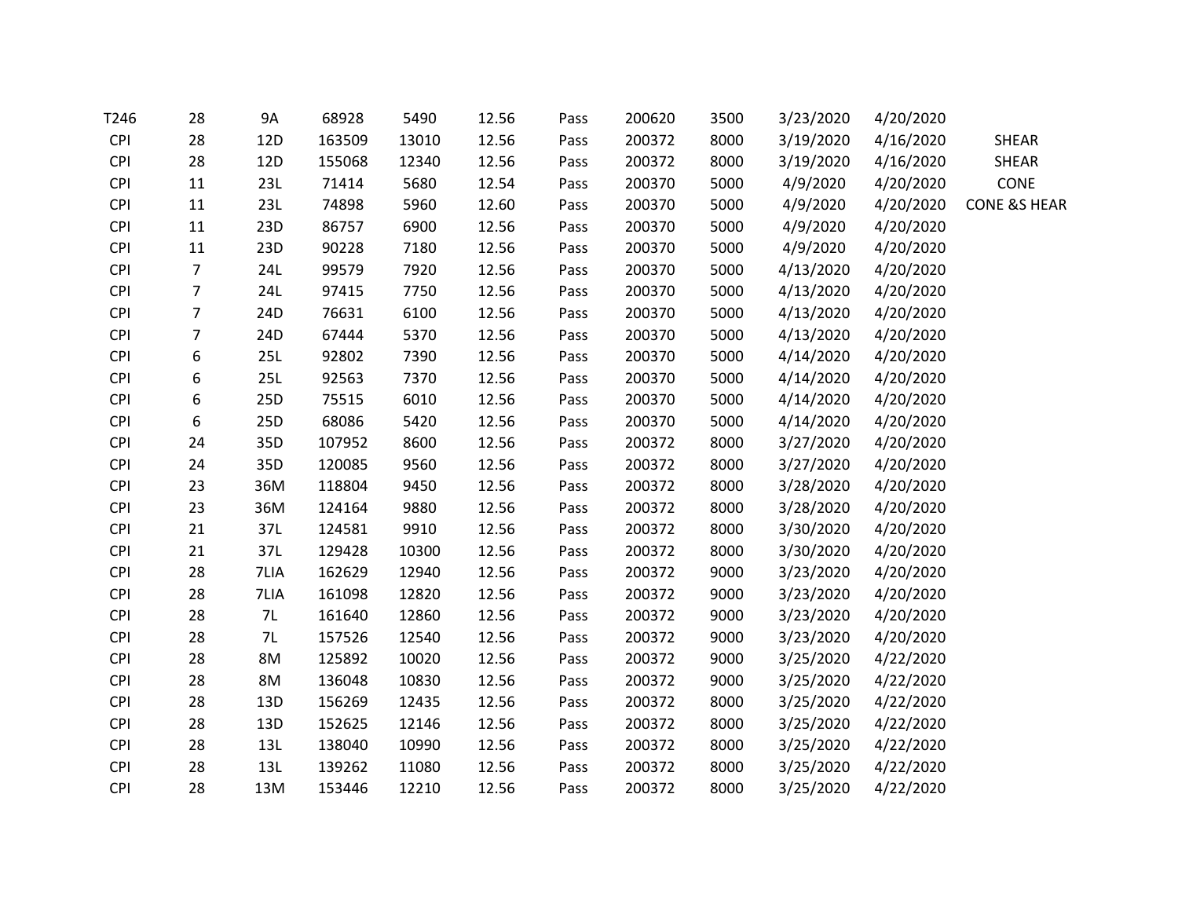| | | | | | | | | | | | |
|---|---|---|---|---|---|---|---|---|---|---|---|
| T246 | 28 | 9A | 68928 | 5490 | 12.56 | Pass | 200620 | 3500 | 3/23/2020 | 4/20/2020 | |
| CPI | 28 | 12D | 163509 | 13010 | 12.56 | Pass | 200372 | 8000 | 3/19/2020 | 4/16/2020 | SHEAR |
| CPI | 28 | 12D | 155068 | 12340 | 12.56 | Pass | 200372 | 8000 | 3/19/2020 | 4/16/2020 | SHEAR |
| CPI | 11 | 23L | 71414 | 5680 | 12.54 | Pass | 200370 | 5000 | 4/9/2020 | 4/20/2020 | CONE |
| CPI | 11 | 23L | 74898 | 5960 | 12.60 | Pass | 200370 | 5000 | 4/9/2020 | 4/20/2020 | CONE &S HEAR |
| CPI | 11 | 23D | 86757 | 6900 | 12.56 | Pass | 200370 | 5000 | 4/9/2020 | 4/20/2020 | |
| CPI | 11 | 23D | 90228 | 7180 | 12.56 | Pass | 200370 | 5000 | 4/9/2020 | 4/20/2020 | |
| CPI | 7 | 24L | 99579 | 7920 | 12.56 | Pass | 200370 | 5000 | 4/13/2020 | 4/20/2020 | |
| CPI | 7 | 24L | 97415 | 7750 | 12.56 | Pass | 200370 | 5000 | 4/13/2020 | 4/20/2020 | |
| CPI | 7 | 24D | 76631 | 6100 | 12.56 | Pass | 200370 | 5000 | 4/13/2020 | 4/20/2020 | |
| CPI | 7 | 24D | 67444 | 5370 | 12.56 | Pass | 200370 | 5000 | 4/13/2020 | 4/20/2020 | |
| CPI | 6 | 25L | 92802 | 7390 | 12.56 | Pass | 200370 | 5000 | 4/14/2020 | 4/20/2020 | |
| CPI | 6 | 25L | 92563 | 7370 | 12.56 | Pass | 200370 | 5000 | 4/14/2020 | 4/20/2020 | |
| CPI | 6 | 25D | 75515 | 6010 | 12.56 | Pass | 200370 | 5000 | 4/14/2020 | 4/20/2020 | |
| CPI | 6 | 25D | 68086 | 5420 | 12.56 | Pass | 200370 | 5000 | 4/14/2020 | 4/20/2020 | |
| CPI | 24 | 35D | 107952 | 8600 | 12.56 | Pass | 200372 | 8000 | 3/27/2020 | 4/20/2020 | |
| CPI | 24 | 35D | 120085 | 9560 | 12.56 | Pass | 200372 | 8000 | 3/27/2020 | 4/20/2020 | |
| CPI | 23 | 36M | 118804 | 9450 | 12.56 | Pass | 200372 | 8000 | 3/28/2020 | 4/20/2020 | |
| CPI | 23 | 36M | 124164 | 9880 | 12.56 | Pass | 200372 | 8000 | 3/28/2020 | 4/20/2020 | |
| CPI | 21 | 37L | 124581 | 9910 | 12.56 | Pass | 200372 | 8000 | 3/30/2020 | 4/20/2020 | |
| CPI | 21 | 37L | 129428 | 10300 | 12.56 | Pass | 200372 | 8000 | 3/30/2020 | 4/20/2020 | |
| CPI | 28 | 7LIA | 162629 | 12940 | 12.56 | Pass | 200372 | 9000 | 3/23/2020 | 4/20/2020 | |
| CPI | 28 | 7LIA | 161098 | 12820 | 12.56 | Pass | 200372 | 9000 | 3/23/2020 | 4/20/2020 | |
| CPI | 28 | 7L | 161640 | 12860 | 12.56 | Pass | 200372 | 9000 | 3/23/2020 | 4/20/2020 | |
| CPI | 28 | 7L | 157526 | 12540 | 12.56 | Pass | 200372 | 9000 | 3/23/2020 | 4/20/2020 | |
| CPI | 28 | 8M | 125892 | 10020 | 12.56 | Pass | 200372 | 9000 | 3/25/2020 | 4/22/2020 | |
| CPI | 28 | 8M | 136048 | 10830 | 12.56 | Pass | 200372 | 9000 | 3/25/2020 | 4/22/2020 | |
| CPI | 28 | 13D | 156269 | 12435 | 12.56 | Pass | 200372 | 8000 | 3/25/2020 | 4/22/2020 | |
| CPI | 28 | 13D | 152625 | 12146 | 12.56 | Pass | 200372 | 8000 | 3/25/2020 | 4/22/2020 | |
| CPI | 28 | 13L | 138040 | 10990 | 12.56 | Pass | 200372 | 8000 | 3/25/2020 | 4/22/2020 | |
| CPI | 28 | 13L | 139262 | 11080 | 12.56 | Pass | 200372 | 8000 | 3/25/2020 | 4/22/2020 | |
| CPI | 28 | 13M | 153446 | 12210 | 12.56 | Pass | 200372 | 8000 | 3/25/2020 | 4/22/2020 | |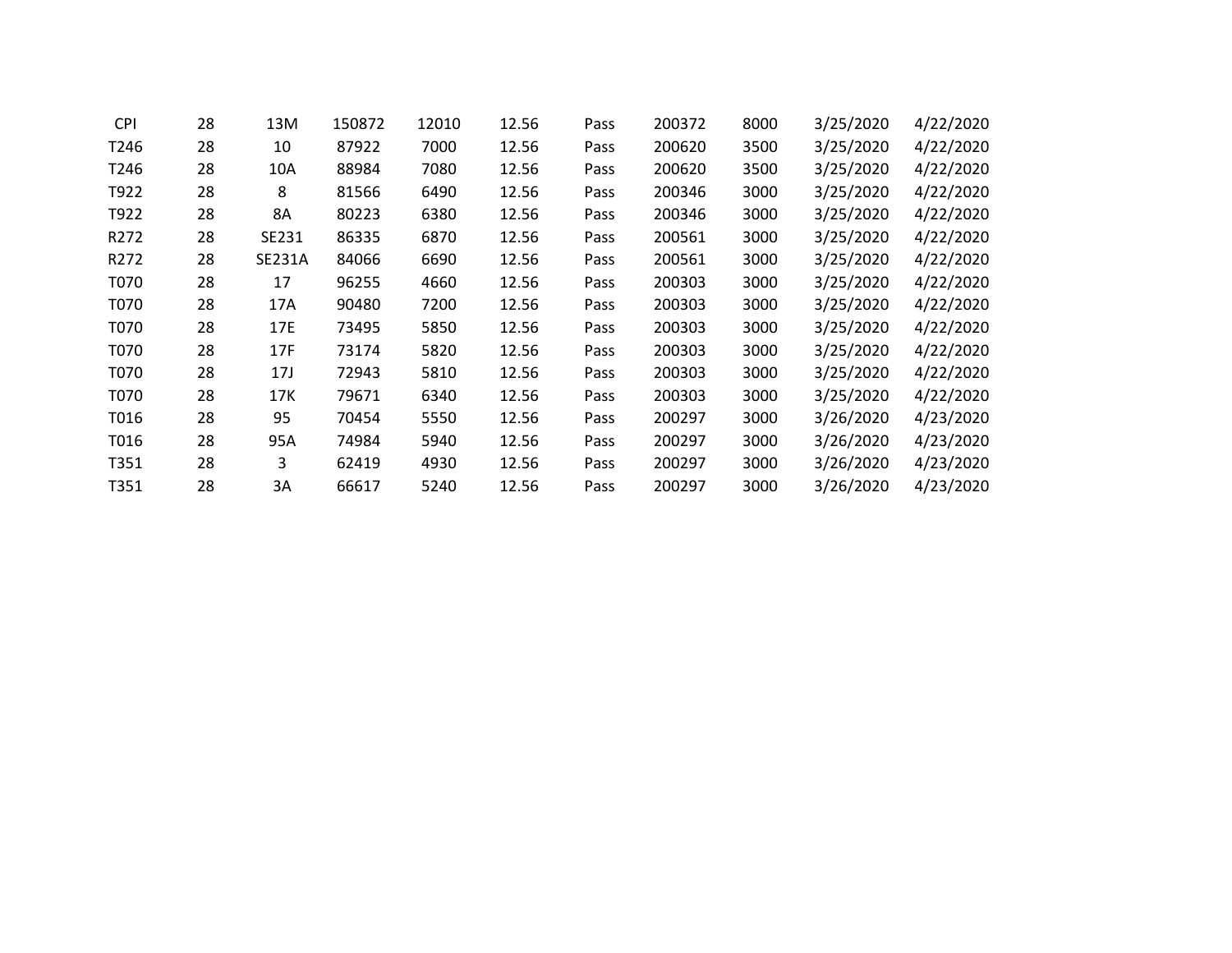| | | | | | | | | | | |
|---|---|---|---|---|---|---|---|---|---|---|
| CPI | 28 | 13M | 150872 | 12010 | 12.56 | Pass | 200372 | 8000 | 3/25/2020 | 4/22/2020 |
| T246 | 28 | 10 | 87922 | 7000 | 12.56 | Pass | 200620 | 3500 | 3/25/2020 | 4/22/2020 |
| T246 | 28 | 10A | 88984 | 7080 | 12.56 | Pass | 200620 | 3500 | 3/25/2020 | 4/22/2020 |
| T922 | 28 | 8 | 81566 | 6490 | 12.56 | Pass | 200346 | 3000 | 3/25/2020 | 4/22/2020 |
| T922 | 28 | 8A | 80223 | 6380 | 12.56 | Pass | 200346 | 3000 | 3/25/2020 | 4/22/2020 |
| R272 | 28 | SE231 | 86335 | 6870 | 12.56 | Pass | 200561 | 3000 | 3/25/2020 | 4/22/2020 |
| R272 | 28 | SE231A | 84066 | 6690 | 12.56 | Pass | 200561 | 3000 | 3/25/2020 | 4/22/2020 |
| T070 | 28 | 17 | 96255 | 4660 | 12.56 | Pass | 200303 | 3000 | 3/25/2020 | 4/22/2020 |
| T070 | 28 | 17A | 90480 | 7200 | 12.56 | Pass | 200303 | 3000 | 3/25/2020 | 4/22/2020 |
| T070 | 28 | 17E | 73495 | 5850 | 12.56 | Pass | 200303 | 3000 | 3/25/2020 | 4/22/2020 |
| T070 | 28 | 17F | 73174 | 5820 | 12.56 | Pass | 200303 | 3000 | 3/25/2020 | 4/22/2020 |
| T070 | 28 | 17J | 72943 | 5810 | 12.56 | Pass | 200303 | 3000 | 3/25/2020 | 4/22/2020 |
| T070 | 28 | 17K | 79671 | 6340 | 12.56 | Pass | 200303 | 3000 | 3/25/2020 | 4/22/2020 |
| T016 | 28 | 95 | 70454 | 5550 | 12.56 | Pass | 200297 | 3000 | 3/26/2020 | 4/23/2020 |
| T016 | 28 | 95A | 74984 | 5940 | 12.56 | Pass | 200297 | 3000 | 3/26/2020 | 4/23/2020 |
| T351 | 28 | 3 | 62419 | 4930 | 12.56 | Pass | 200297 | 3000 | 3/26/2020 | 4/23/2020 |
| T351 | 28 | 3A | 66617 | 5240 | 12.56 | Pass | 200297 | 3000 | 3/26/2020 | 4/23/2020 |